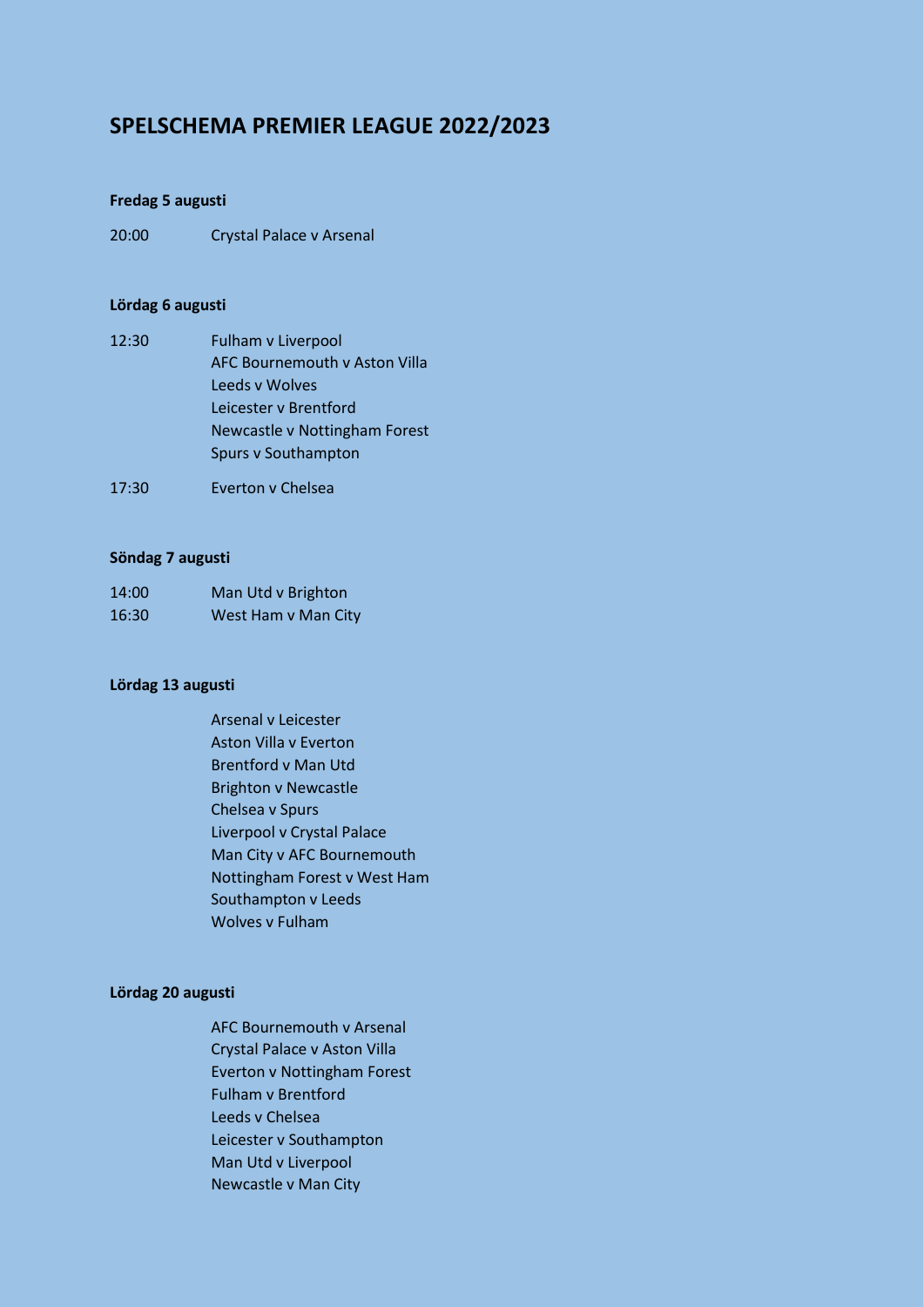# SPELSCHEMA PREMIER LEAGUE 2022/2023

**Fredag 5 augusti**

| | |
|---|---|
| 20:00 | Crystal Palace v Arsenal |

**Lördag 6 augusti**

| | |
|---|---|
| 12:30 | Fulham v Liverpool |
| | AFC Bournemouth v Aston Villa |
| | Leeds v Wolves |
| | Leicester v Brentford |
| | Newcastle v Nottingham Forest |
| | Spurs v Southampton |
| 17:30 | Everton v Chelsea |

**Söndag 7 augusti**

| | |
|---|---|
| 14:00 | Man Utd v Brighton |
| 16:30 | West Ham v Man City |

**Lördag 13 augusti**

Arsenal v Leicester
Aston Villa v Everton
Brentford v Man Utd
Brighton v Newcastle
Chelsea v Spurs
Liverpool v Crystal Palace
Man City v AFC Bournemouth
Nottingham Forest v West Ham
Southampton v Leeds
Wolves v Fulham

**Lördag 20 augusti**

AFC Bournemouth v Arsenal
Crystal Palace v Aston Villa
Everton v Nottingham Forest
Fulham v Brentford
Leeds v Chelsea
Leicester v Southampton
Man Utd v Liverpool
Newcastle v Man City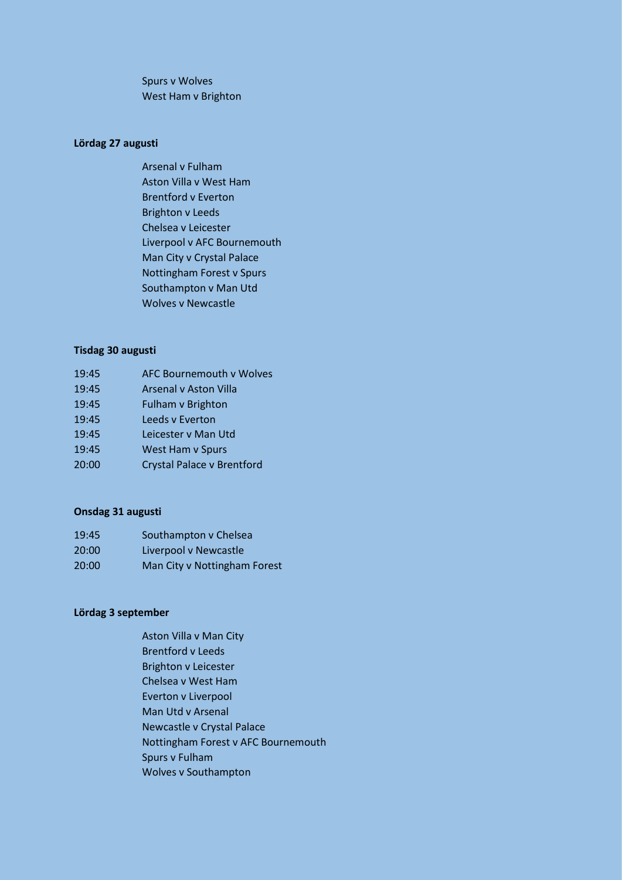Spurs v Wolves
West Ham v Brighton

**Lördag 27 augusti**

Arsenal v Fulham
Aston Villa v West Ham
Brentford v Everton
Brighton v Leeds
Chelsea v Leicester
Liverpool v AFC Bournemouth
Man City v Crystal Palace
Nottingham Forest v Spurs
Southampton v Man Utd
Wolves v Newcastle

**Tisdag 30 augusti**

| | |
|---|---|
| 19:45 | AFC Bournemouth v Wolves |
| 19:45 | Arsenal v Aston Villa |
| 19:45 | Fulham v Brighton |
| 19:45 | Leeds v Everton |
| 19:45 | Leicester v Man Utd |
| 19:45 | West Ham v Spurs |
| 20:00 | Crystal Palace v Brentford |

**Onsdag 31 augusti**

| | |
|---|---|
| 19:45 | Southampton v Chelsea |
| 20:00 | Liverpool v Newcastle |
| 20:00 | Man City v Nottingham Forest |

**Lördag 3 september**

Aston Villa v Man City
Brentford v Leeds
Brighton v Leicester
Chelsea v West Ham
Everton v Liverpool
Man Utd v Arsenal
Newcastle v Crystal Palace
Nottingham Forest v AFC Bournemouth
Spurs v Fulham
Wolves v Southampton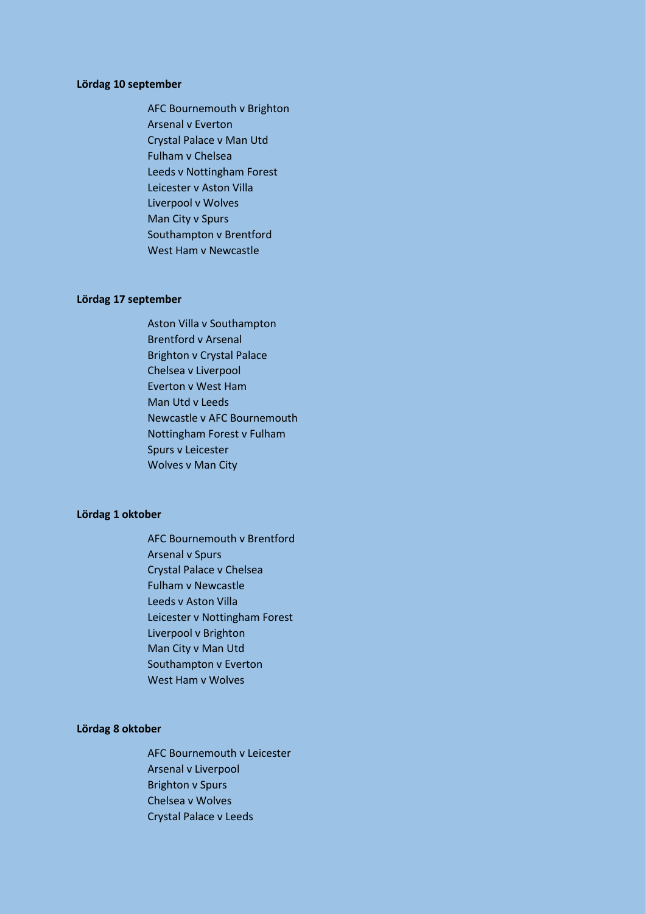**Lördag 10 september**

AFC Bournemouth v Brighton
Arsenal v Everton
Crystal Palace v Man Utd
Fulham v Chelsea
Leeds v Nottingham Forest
Leicester v Aston Villa
Liverpool v Wolves
Man City v Spurs
Southampton v Brentford
West Ham v Newcastle

**Lördag 17 september**

Aston Villa v Southampton
Brentford v Arsenal
Brighton v Crystal Palace
Chelsea v Liverpool
Everton v West Ham
Man Utd v Leeds
Newcastle v AFC Bournemouth
Nottingham Forest v Fulham
Spurs v Leicester
Wolves v Man City

**Lördag 1 oktober**

AFC Bournemouth v Brentford
Arsenal v Spurs
Crystal Palace v Chelsea
Fulham v Newcastle
Leeds v Aston Villa
Leicester v Nottingham Forest
Liverpool v Brighton
Man City v Man Utd
Southampton v Everton
West Ham v Wolves

**Lördag 8 oktober**

AFC Bournemouth v Leicester
Arsenal v Liverpool
Brighton v Spurs
Chelsea v Wolves
Crystal Palace v Leeds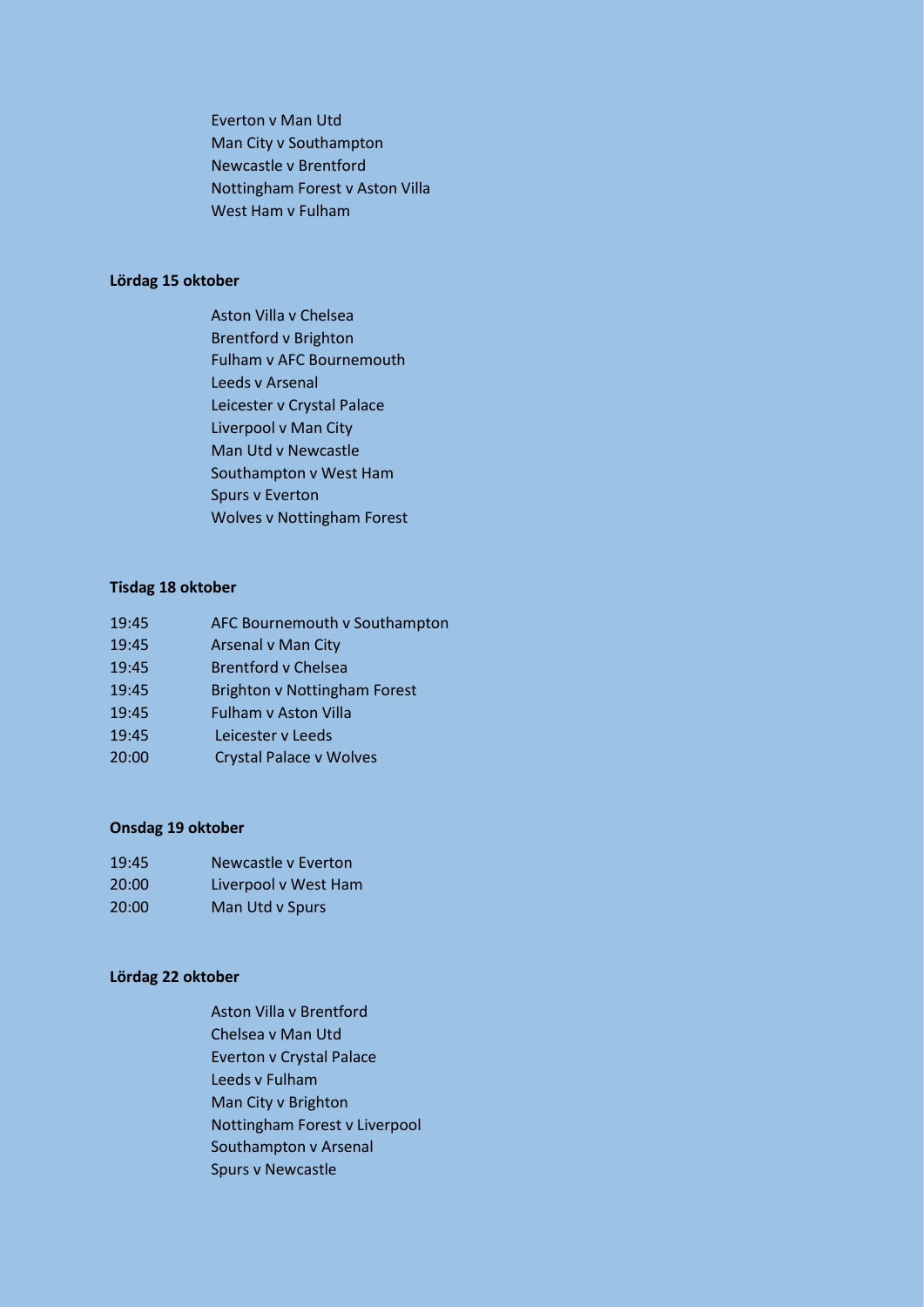Everton v Man Utd
Man City v Southampton
Newcastle v Brentford
Nottingham Forest v Aston Villa
West Ham v Fulham

**Lördag 15 oktober**

Aston Villa v Chelsea
Brentford v Brighton
Fulham v AFC Bournemouth
Leeds v Arsenal
Leicester v Crystal Palace
Liverpool v Man City
Man Utd v Newcastle
Southampton v West Ham
Spurs v Everton
Wolves v Nottingham Forest

**Tisdag 18 oktober**

| | |
|---|---|
| 19:45 | AFC Bournemouth v Southampton |
| 19:45 | Arsenal v Man City |
| 19:45 | Brentford v Chelsea |
| 19:45 | Brighton v Nottingham Forest |
| 19:45 | Fulham v Aston Villa |
| 19:45 | Leicester v Leeds |
| 20:00 | Crystal Palace v Wolves |

**Onsdag 19 oktober**

| | |
|---|---|
| 19:45 | Newcastle v Everton |
| 20:00 | Liverpool v West Ham |
| 20:00 | Man Utd v Spurs |

**Lördag 22 oktober**

Aston Villa v Brentford
Chelsea v Man Utd
Everton v Crystal Palace
Leeds v Fulham
Man City v Brighton
Nottingham Forest v Liverpool
Southampton v Arsenal
Spurs v Newcastle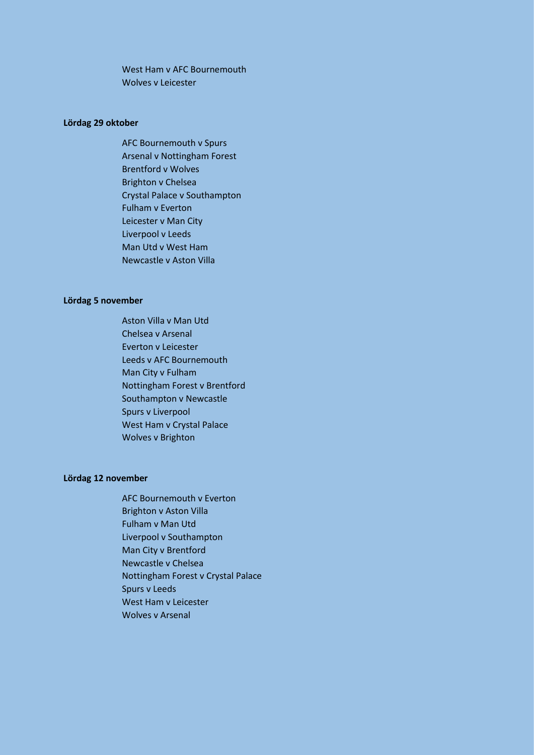West Ham v AFC Bournemouth
Wolves v Leicester

**Lördag 29 oktober**

AFC Bournemouth v Spurs
Arsenal v Nottingham Forest
Brentford v Wolves
Brighton v Chelsea
Crystal Palace v Southampton
Fulham v Everton
Leicester v Man City
Liverpool v Leeds
Man Utd v West Ham
Newcastle v Aston Villa

**Lördag 5 november**

Aston Villa v Man Utd
Chelsea v Arsenal
Everton v Leicester
Leeds v AFC Bournemouth
Man City v Fulham
Nottingham Forest v Brentford
Southampton v Newcastle
Spurs v Liverpool
West Ham v Crystal Palace
Wolves v Brighton

**Lördag 12 november**

AFC Bournemouth v Everton
Brighton v Aston Villa
Fulham v Man Utd
Liverpool v Southampton
Man City v Brentford
Newcastle v Chelsea
Nottingham Forest v Crystal Palace
Spurs v Leeds
West Ham v Leicester
Wolves v Arsenal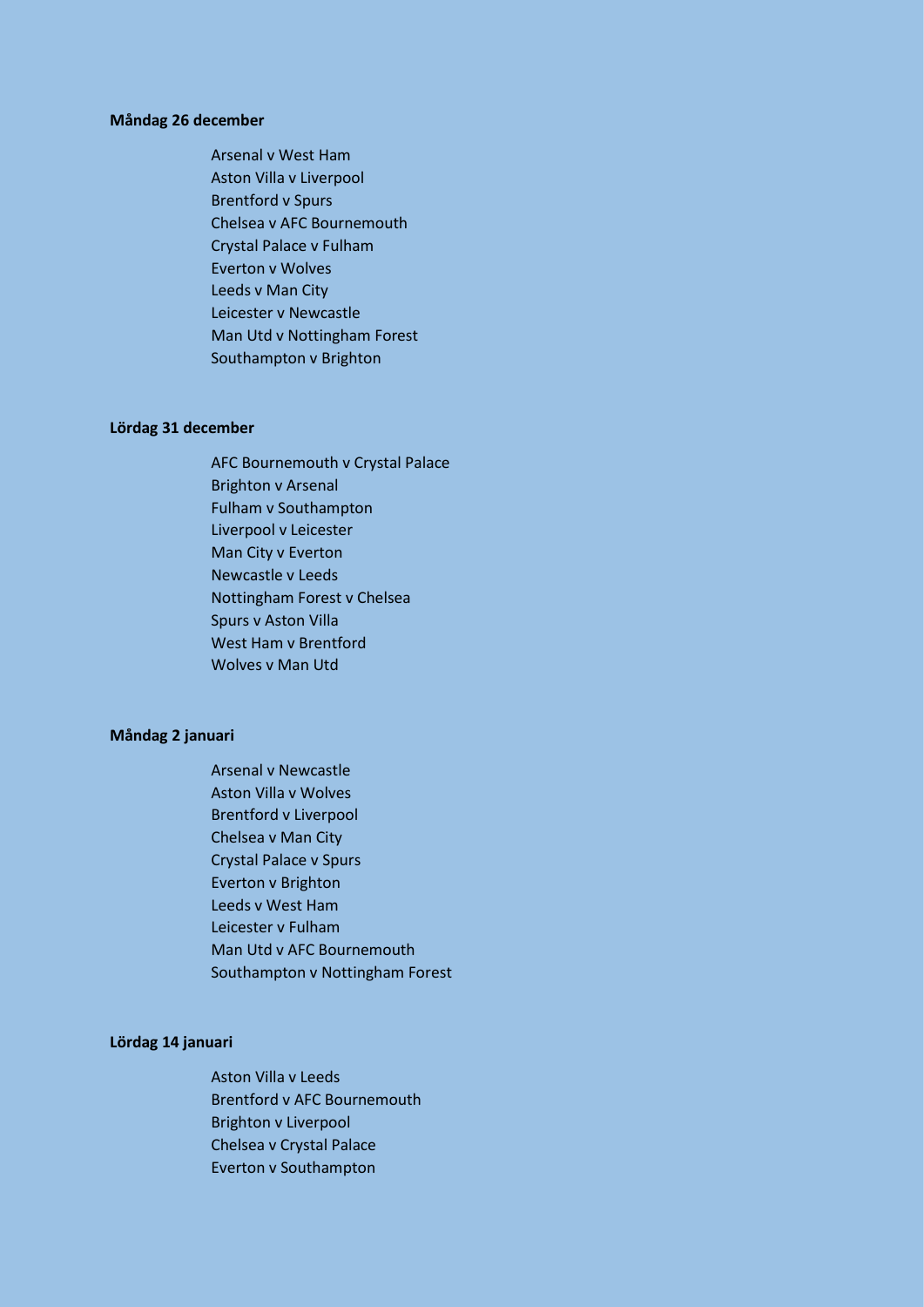**Måndag 26 december**

Arsenal v West Ham
Aston Villa v Liverpool
Brentford v Spurs
Chelsea v AFC Bournemouth
Crystal Palace v Fulham
Everton v Wolves
Leeds v Man City
Leicester v Newcastle
Man Utd v Nottingham Forest
Southampton v Brighton

**Lördag 31 december**

AFC Bournemouth v Crystal Palace
Brighton v Arsenal
Fulham v Southampton
Liverpool v Leicester
Man City v Everton
Newcastle v Leeds
Nottingham Forest v Chelsea
Spurs v Aston Villa
West Ham v Brentford
Wolves v Man Utd

**Måndag 2 januari**

Arsenal v Newcastle
Aston Villa v Wolves
Brentford v Liverpool
Chelsea v Man City
Crystal Palace v Spurs
Everton v Brighton
Leeds v West Ham
Leicester v Fulham
Man Utd v AFC Bournemouth
Southampton v Nottingham Forest

**Lördag 14 januari**

Aston Villa v Leeds
Brentford v AFC Bournemouth
Brighton v Liverpool
Chelsea v Crystal Palace
Everton v Southampton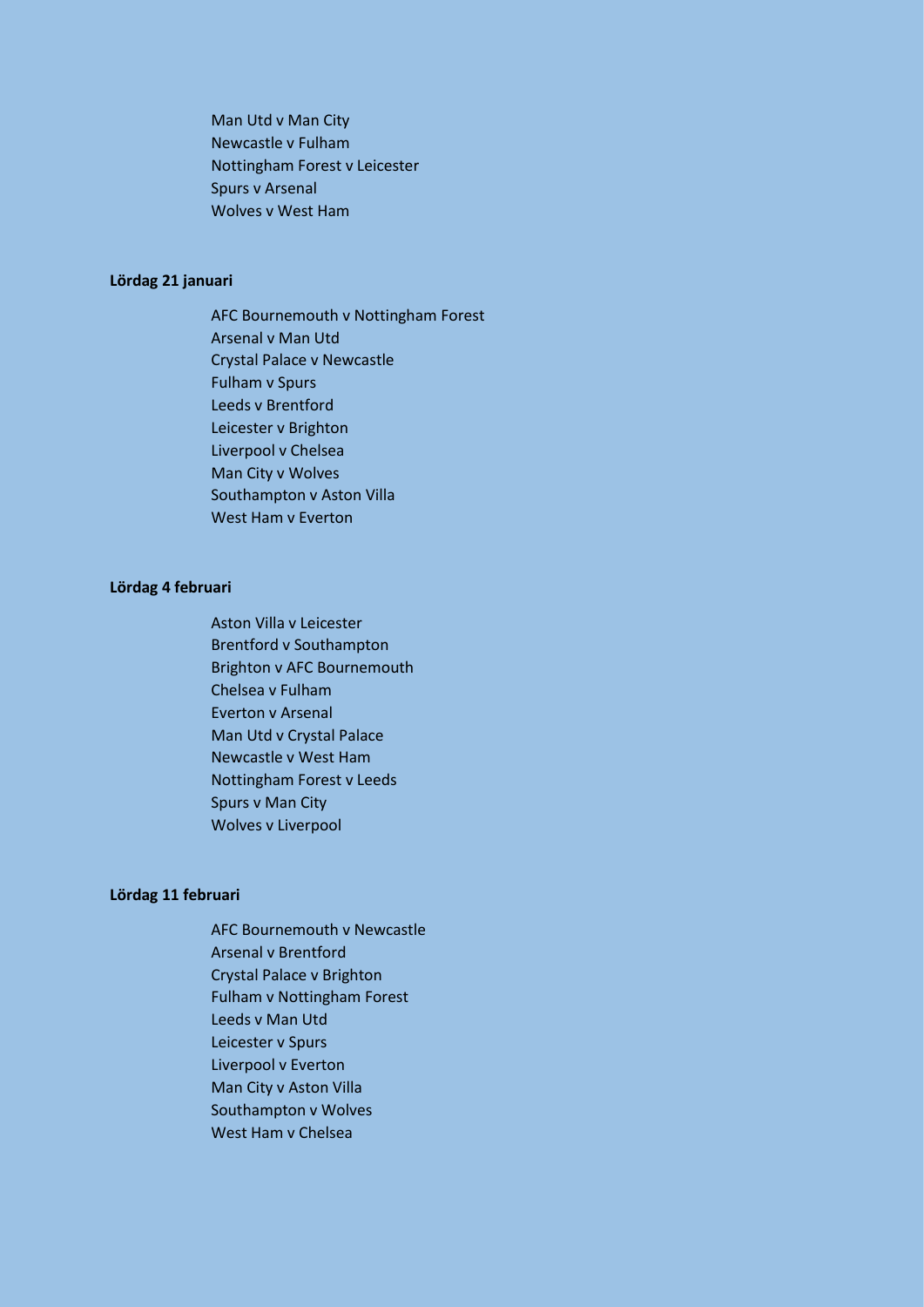Man Utd v Man City
Newcastle v Fulham
Nottingham Forest v Leicester
Spurs v Arsenal
Wolves v West Ham

**Lördag 21 januari**

AFC Bournemouth v Nottingham Forest
Arsenal v Man Utd
Crystal Palace v Newcastle
Fulham v Spurs
Leeds v Brentford
Leicester v Brighton
Liverpool v Chelsea
Man City v Wolves
Southampton v Aston Villa
West Ham v Everton

**Lördag 4 februari**

Aston Villa v Leicester
Brentford v Southampton
Brighton v AFC Bournemouth
Chelsea v Fulham
Everton v Arsenal
Man Utd v Crystal Palace
Newcastle v West Ham
Nottingham Forest v Leeds
Spurs v Man City
Wolves v Liverpool

**Lördag 11 februari**

AFC Bournemouth v Newcastle
Arsenal v Brentford
Crystal Palace v Brighton
Fulham v Nottingham Forest
Leeds v Man Utd
Leicester v Spurs
Liverpool v Everton
Man City v Aston Villa
Southampton v Wolves
West Ham v Chelsea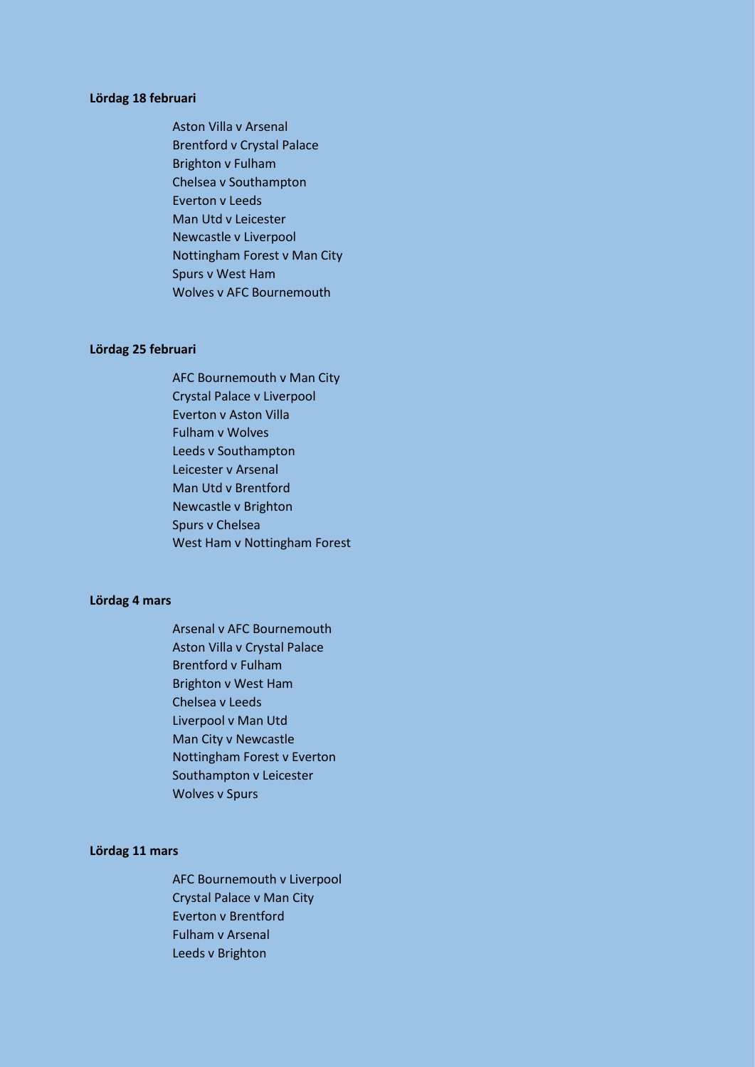**Lördag 18 februari**

Aston Villa v Arsenal
Brentford v Crystal Palace
Brighton v Fulham
Chelsea v Southampton
Everton v Leeds
Man Utd v Leicester
Newcastle v Liverpool
Nottingham Forest v Man City
Spurs v West Ham
Wolves v AFC Bournemouth

**Lördag 25 februari**

AFC Bournemouth v Man City
Crystal Palace v Liverpool
Everton v Aston Villa
Fulham v Wolves
Leeds v Southampton
Leicester v Arsenal
Man Utd v Brentford
Newcastle v Brighton
Spurs v Chelsea
West Ham v Nottingham Forest

**Lördag 4 mars**

Arsenal v AFC Bournemouth
Aston Villa v Crystal Palace
Brentford v Fulham
Brighton v West Ham
Chelsea v Leeds
Liverpool v Man Utd
Man City v Newcastle
Nottingham Forest v Everton
Southampton v Leicester
Wolves v Spurs

**Lördag 11 mars**

AFC Bournemouth v Liverpool
Crystal Palace v Man City
Everton v Brentford
Fulham v Arsenal
Leeds v Brighton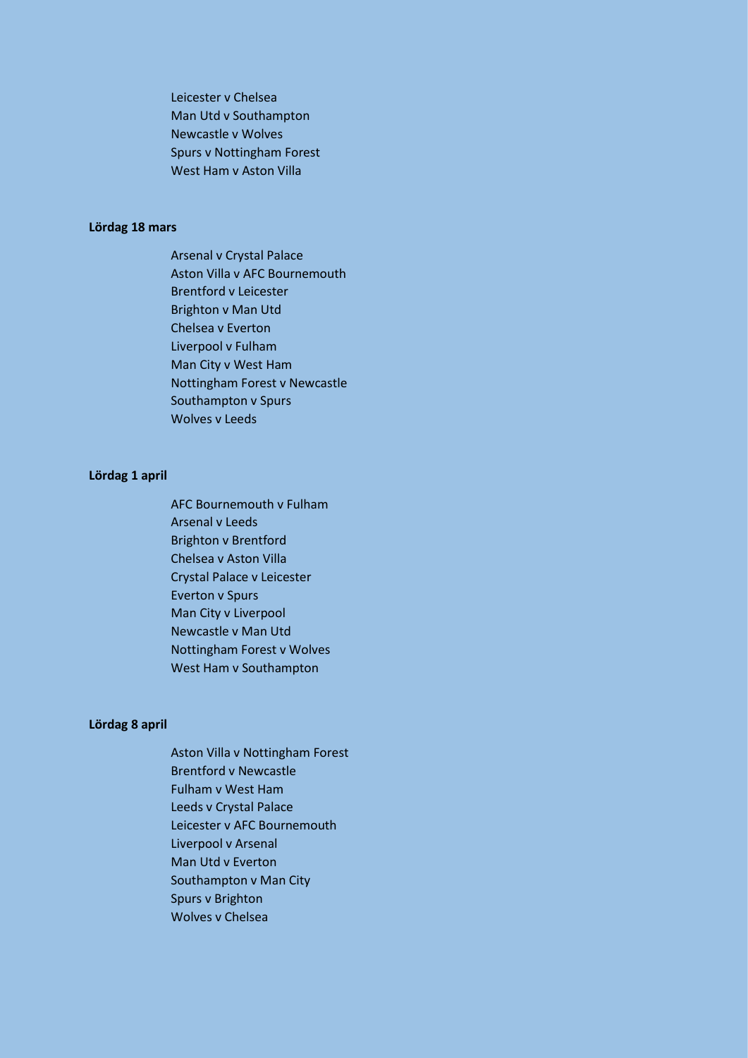Leicester v Chelsea
Man Utd v Southampton
Newcastle v Wolves
Spurs v Nottingham Forest
West Ham v Aston Villa

**Lördag 18 mars**

Arsenal v Crystal Palace
Aston Villa v AFC Bournemouth
Brentford v Leicester
Brighton v Man Utd
Chelsea v Everton
Liverpool v Fulham
Man City v West Ham
Nottingham Forest v Newcastle
Southampton v Spurs
Wolves v Leeds

**Lördag 1 april**

AFC Bournemouth v Fulham
Arsenal v Leeds
Brighton v Brentford
Chelsea v Aston Villa
Crystal Palace v Leicester
Everton v Spurs
Man City v Liverpool
Newcastle v Man Utd
Nottingham Forest v Wolves
West Ham v Southampton

**Lördag 8 april**

Aston Villa v Nottingham Forest
Brentford v Newcastle
Fulham v West Ham
Leeds v Crystal Palace
Leicester v AFC Bournemouth
Liverpool v Arsenal
Man Utd v Everton
Southampton v Man City
Spurs v Brighton
Wolves v Chelsea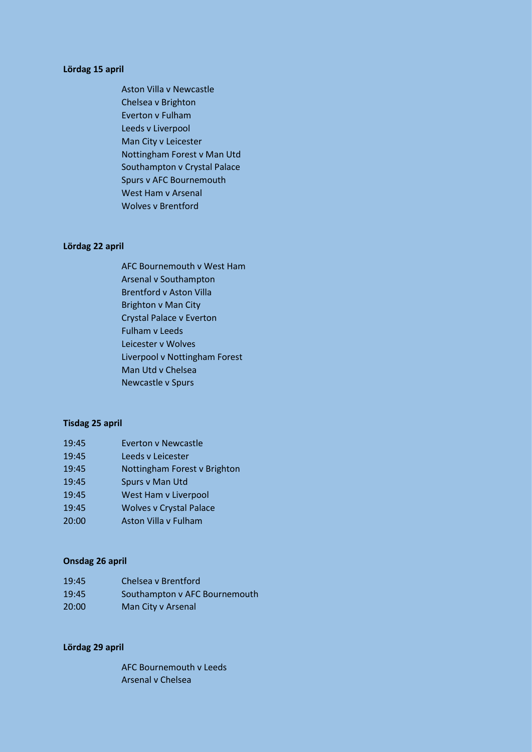**Lördag 15 april**

Aston Villa v Newcastle
Chelsea v Brighton
Everton v Fulham
Leeds v Liverpool
Man City v Leicester
Nottingham Forest v Man Utd
Southampton v Crystal Palace
Spurs v AFC Bournemouth
West Ham v Arsenal
Wolves v Brentford

**Lördag 22 april**

AFC Bournemouth v West Ham
Arsenal v Southampton
Brentford v Aston Villa
Brighton v Man City
Crystal Palace v Everton
Fulham v Leeds
Leicester v Wolves
Liverpool v Nottingham Forest
Man Utd v Chelsea
Newcastle v Spurs

**Tisdag 25 april**

| | |
|---|---|
| 19:45 | Everton v Newcastle |
| 19:45 | Leeds v Leicester |
| 19:45 | Nottingham Forest v Brighton |
| 19:45 | Spurs v Man Utd |
| 19:45 | West Ham v Liverpool |
| 19:45 | Wolves v Crystal Palace |
| 20:00 | Aston Villa v Fulham |

**Onsdag 26 april**

| | |
|---|---|
| 19:45 | Chelsea v Brentford |
| 19:45 | Southampton v AFC Bournemouth |
| 20:00 | Man City v Arsenal |

**Lördag 29 april**

AFC Bournemouth v Leeds
Arsenal v Chelsea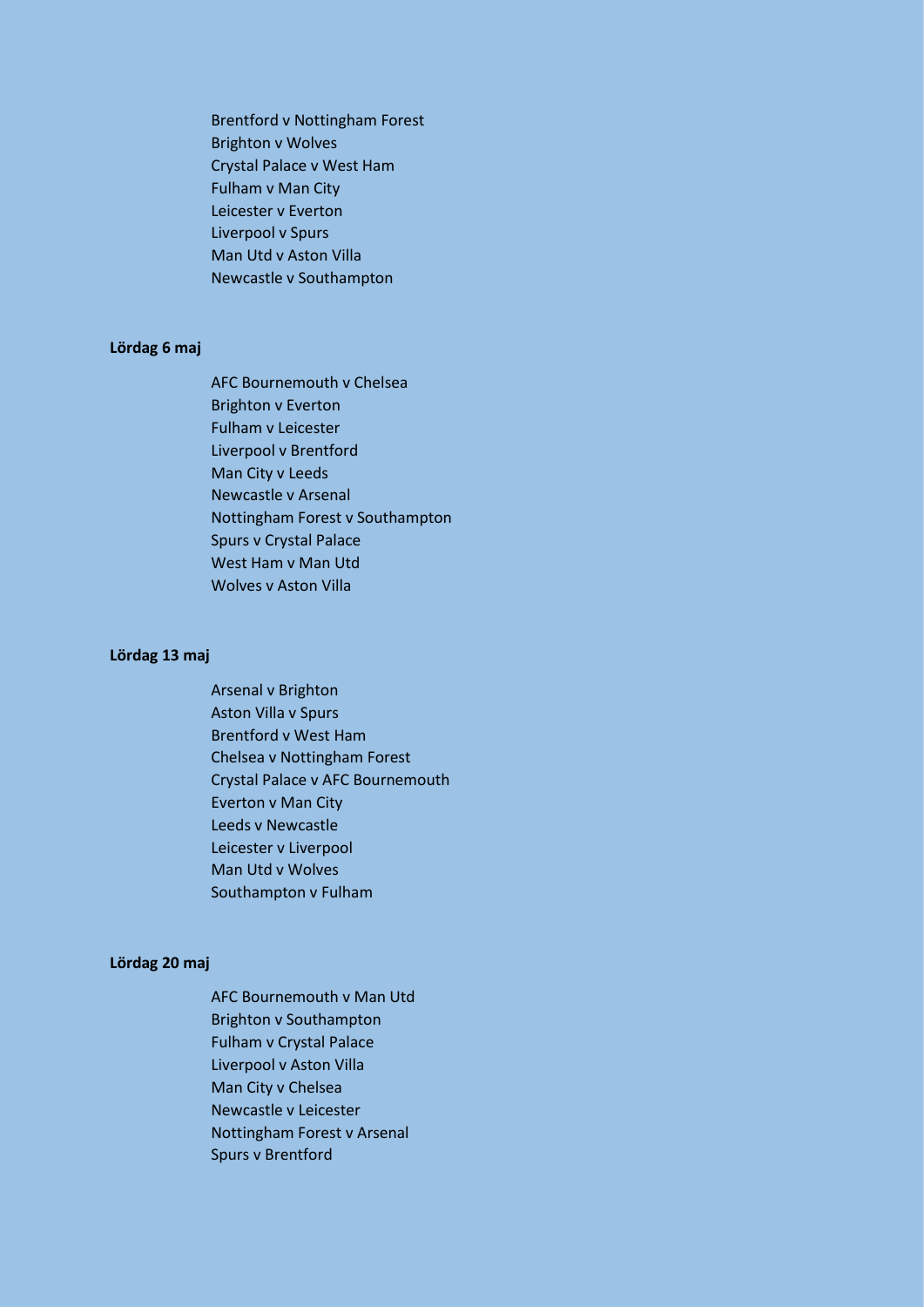Brentford v Nottingham Forest
Brighton v Wolves
Crystal Palace v West Ham
Fulham v Man City
Leicester v Everton
Liverpool v Spurs
Man Utd v Aston Villa
Newcastle v Southampton

**Lördag 6 maj**

AFC Bournemouth v Chelsea
Brighton v Everton
Fulham v Leicester
Liverpool v Brentford
Man City v Leeds
Newcastle v Arsenal
Nottingham Forest v Southampton
Spurs v Crystal Palace
West Ham v Man Utd
Wolves v Aston Villa

**Lördag 13 maj**

Arsenal v Brighton
Aston Villa v Spurs
Brentford v West Ham
Chelsea v Nottingham Forest
Crystal Palace v AFC Bournemouth
Everton v Man City
Leeds v Newcastle
Leicester v Liverpool
Man Utd v Wolves
Southampton v Fulham

**Lördag 20 maj**

AFC Bournemouth v Man Utd
Brighton v Southampton
Fulham v Crystal Palace
Liverpool v Aston Villa
Man City v Chelsea
Newcastle v Leicester
Nottingham Forest v Arsenal
Spurs v Brentford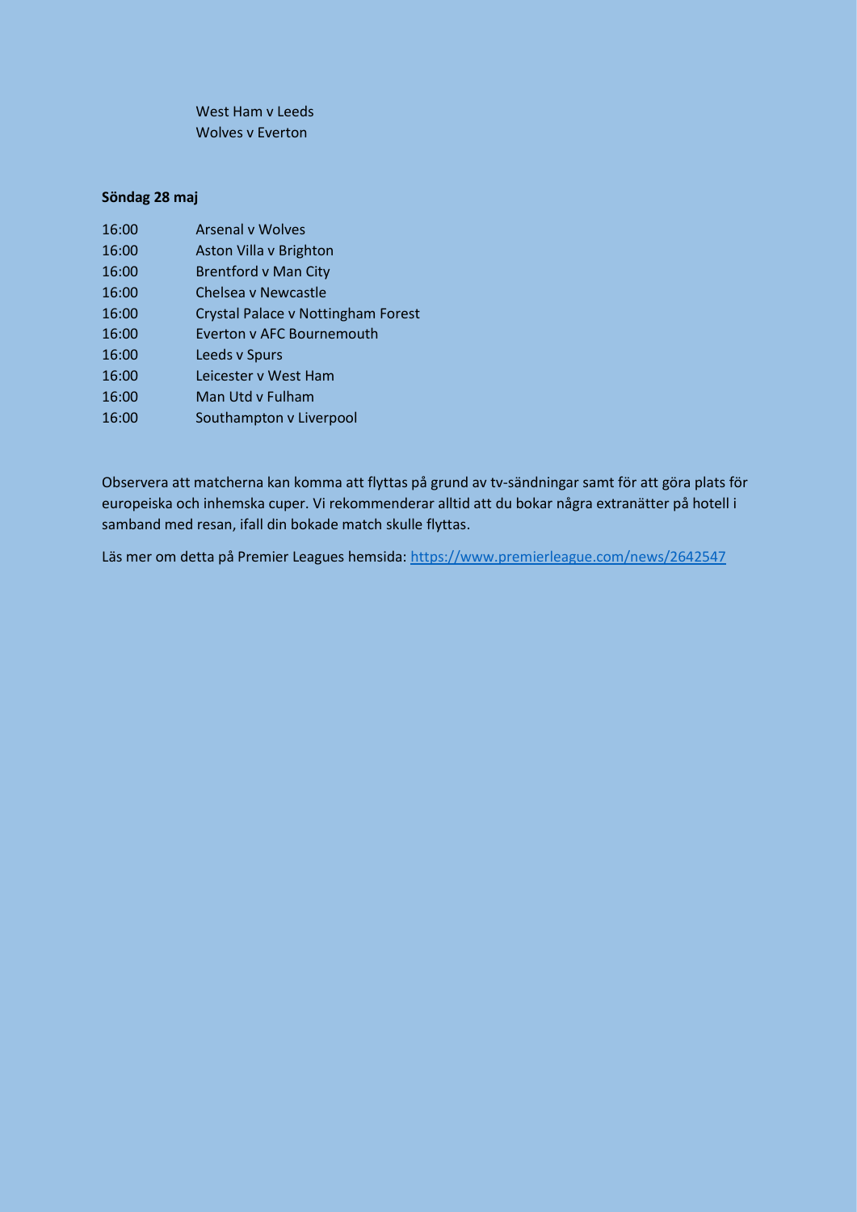West Ham v Leeds
Wolves v Everton

**Söndag 28 maj**

| | |
|---|---|
| 16:00 | Arsenal v Wolves |
| 16:00 | Aston Villa v Brighton |
| 16:00 | Brentford v Man City |
| 16:00 | Chelsea v Newcastle |
| 16:00 | Crystal Palace v Nottingham Forest |
| 16:00 | Everton v AFC Bournemouth |
| 16:00 | Leeds v Spurs |
| 16:00 | Leicester v West Ham |
| 16:00 | Man Utd v Fulham |
| 16:00 | Southampton v Liverpool |

Observera att matcherna kan komma att flyttas på grund av tv-sändningar samt för att göra plats för europeiska och inhemska cuper. Vi rekommenderar alltid att du bokar några extranätter på hotell i samband med resan, ifall din bokade match skulle flyttas.

Läs mer om detta på Premier Leagues hemsida: [https://www.premierleague.com/news/2642547](https://www.premierleague.com/news/2642547)